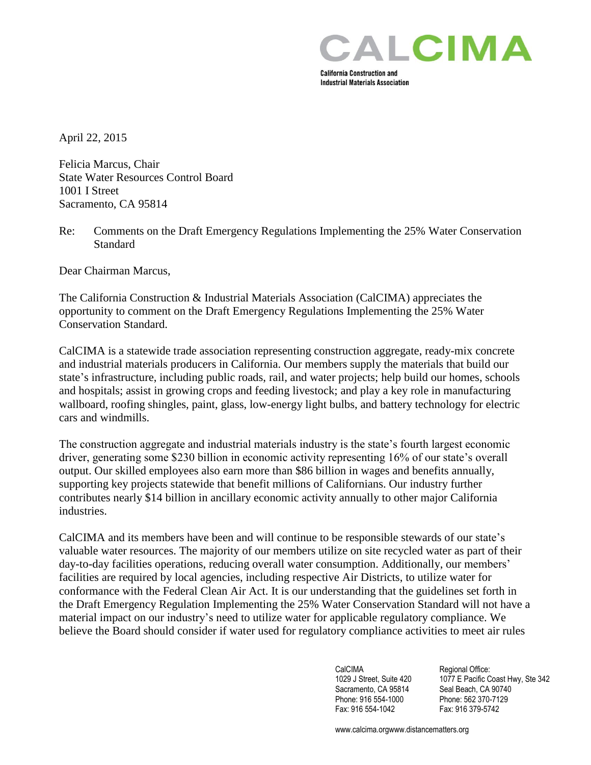**CALCIMA**

California Construction and Industrial Materials Association

April 22, 2015

Felicia Marcus, Chair
State Water Resources Control Board
1001 I Street
Sacramento, CA 95814

Re: Comments on the Draft Emergency Regulations Implementing the 25% Water Conservation Standard

Dear Chairman Marcus,

The California Construction & Industrial Materials Association (CalCIMA) appreciates the opportunity to comment on the Draft Emergency Regulations Implementing the 25% Water Conservation Standard.

CalCIMA is a statewide trade association representing construction aggregate, ready-mix concrete and industrial materials producers in California. Our members supply the materials that build our state's infrastructure, including public roads, rail, and water projects; help build our homes, schools and hospitals; assist in growing crops and feeding livestock; and play a key role in manufacturing wallboard, roofing shingles, paint, glass, low-energy light bulbs, and battery technology for electric cars and windmills.

The construction aggregate and industrial materials industry is the state's fourth largest economic driver, generating some $230 billion in economic activity representing 16% of our state's overall output. Our skilled employees also earn more than $86 billion in wages and benefits annually, supporting key projects statewide that benefit millions of Californians. Our industry further contributes nearly $14 billion in ancillary economic activity annually to other major California industries.

CalCIMA and its members have been and will continue to be responsible stewards of our state's valuable water resources. The majority of our members utilize on site recycled water as part of their day-to-day facilities operations, reducing overall water consumption. Additionally, our members' facilities are required by local agencies, including respective Air Districts, to utilize water for conformance with the Federal Clean Air Act. It is our understanding that the guidelines set forth in the Draft Emergency Regulation Implementing the 25% Water Conservation Standard will not have a material impact on our industry's need to utilize water for applicable regulatory compliance. We believe the Board should consider if water used for regulatory compliance activities to meet air rules

CalCIMA
1029 J Street, Suite 420
Sacramento, CA 95814
Phone: 916 554-1000
Fax: 916 554-1042

Regional Office:
1077 E Pacific Coast Hwy, Ste 342
Seal Beach, CA 90740
Phone: 562 370-7129
Fax: 916 379-5742

www.calcima.orgwww.distancematters.org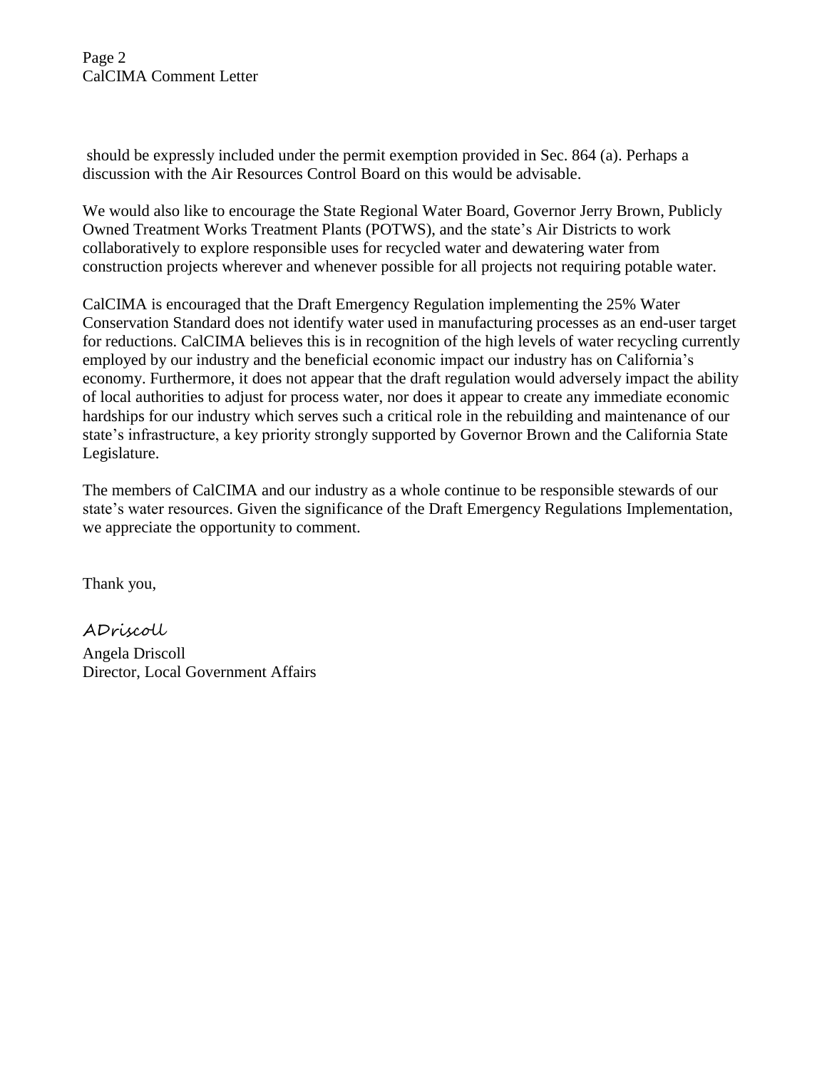should be expressly included under the permit exemption provided in Sec. 864 (a). Perhaps a discussion with the Air Resources Control Board on this would be advisable.

We would also like to encourage the State Regional Water Board, Governor Jerry Brown, Publicly Owned Treatment Works Treatment Plants (POTWS), and the state's Air Districts to work collaboratively to explore responsible uses for recycled water and dewatering water from construction projects wherever and whenever possible for all projects not requiring potable water.

CalCIMA is encouraged that the Draft Emergency Regulation implementing the 25% Water Conservation Standard does not identify water used in manufacturing processes as an end-user target for reductions. CalCIMA believes this is in recognition of the high levels of water recycling currently employed by our industry and the beneficial economic impact our industry has on California's economy. Furthermore, it does not appear that the draft regulation would adversely impact the ability of local authorities to adjust for process water, nor does it appear to create any immediate economic hardships for our industry which serves such a critical role in the rebuilding and maintenance of our state's infrastructure, a key priority strongly supported by Governor Brown and the California State Legislature.

The members of CalCIMA and our industry as a whole continue to be responsible stewards of our state's water resources. Given the significance of the Draft Emergency Regulations Implementation, we appreciate the opportunity to comment.

Thank you,

*ADriscoll*

Angela Driscoll
Director, Local Government Affairs